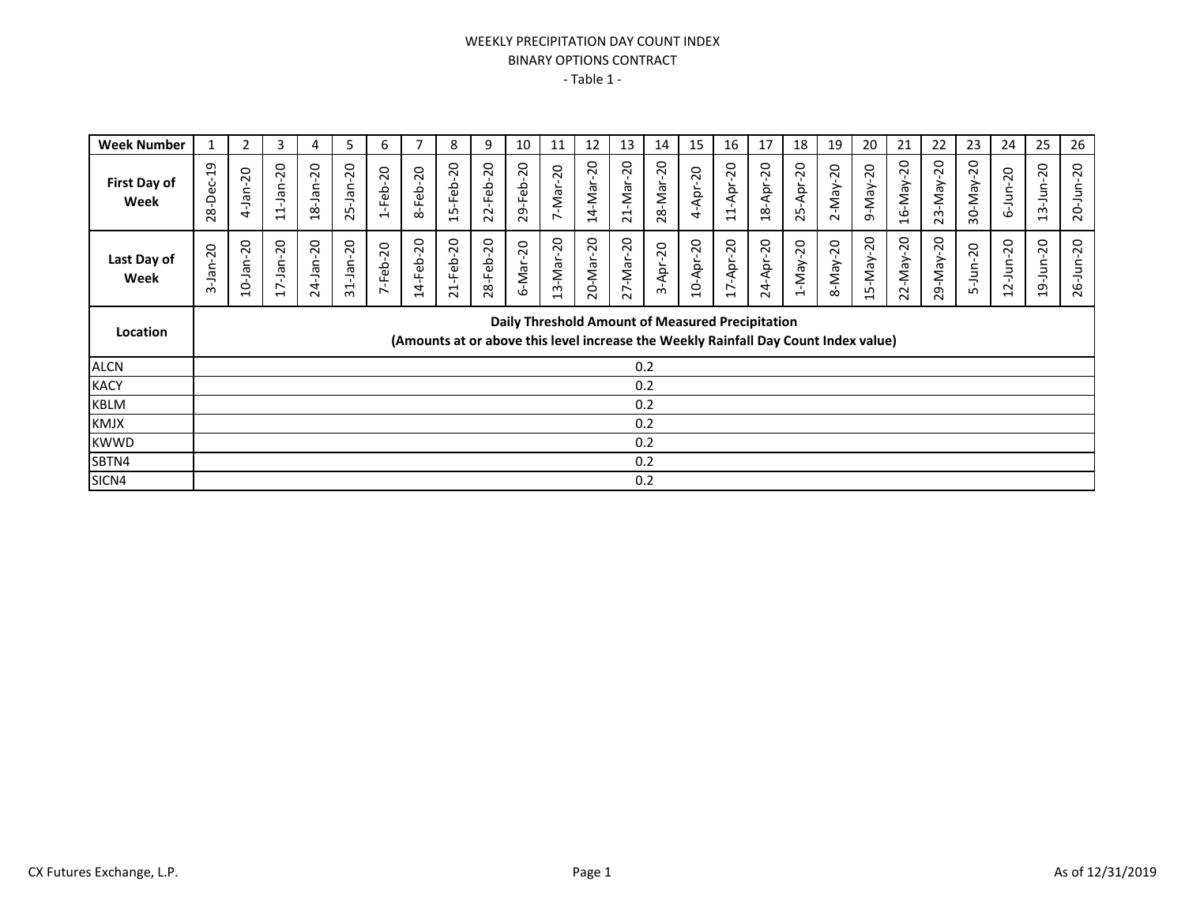WEEKLY PRECIPITATION DAY COUNT INDEX
BINARY OPTIONS CONTRACT
- Table 1 -

| Week Number | 1 | 2 | 3 | 4 | 5 | 6 | 7 | 8 | 9 | 10 | 11 | 12 | 13 | 14 | 15 | 16 | 17 | 18 | 19 | 20 | 21 | 22 | 23 | 24 | 25 | 26 |
|---|---|---|---|---|---|---|---|---|---|---|---|---|---|---|---|---|---|---|---|---|---|---|---|---|---|---|
| First Day of Week | 28-Dec-19 | 4-Jan-20 | 11-Jan-20 | 18-Jan-20 | 25-Jan-20 | 1-Feb-20 | 8-Feb-20 | 15-Feb-20 | 22-Feb-20 | 29-Feb-20 | 7-Mar-20 | 14-Mar-20 | 21-Mar-20 | 28-Mar-20 | 4-Apr-20 | 11-Apr-20 | 18-Apr-20 | 25-Apr-20 | 2-May-20 | 9-May-20 | 16-May-20 | 23-May-20 | 30-May-20 | 6-Jun-20 | 13-Jun-20 | 20-Jun-20 |
| Last Day of Week | 3-Jan-20 | 10-Jan-20 | 17-Jan-20 | 24-Jan-20 | 31-Jan-20 | 7-Feb-20 | 14-Feb-20 | 21-Feb-20 | 28-Feb-20 | 6-Mar-20 | 13-Mar-20 | 20-Mar-20 | 27-Mar-20 | 3-Apr-20 | 10-Apr-20 | 17-Apr-20 | 24-Apr-20 | 1-May-20 | 8-May-20 | 15-May-20 | 22-May-20 | 29-May-20 | 5-Jun-20 | 12-Jun-20 | 19-Jun-20 | 26-Jun-20 |
| **Location** | **Daily Threshold Amount of Measured Precipitation (Amounts at or above this level increase the Weekly Rainfall Day Count Index value)** | | | | | | | | | | | | | | | | | | | | | | | | | |
| ALCN | 0.2 | | | | | | | | | | | | | | | | | | | | | | | | | |
| KACY | 0.2 | | | | | | | | | | | | | | | | | | | | | | | | | |
| KBLM | 0.2 | | | | | | | | | | | | | | | | | | | | | | | | | |
| KMJX | 0.2 | | | | | | | | | | | | | | | | | | | | | | | | | |
| KWWD | 0.2 | | | | | | | | | | | | | | | | | | | | | | | | | |
| SBTN4 | 0.2 | | | | | | | | | | | | | | | | | | | | | | | | | |
| SICN4 | 0.2 | | | | | | | | | | | | | | | | | | | | | | | | | |

CX Futures Exchange, L.P.

As of 12/31/2019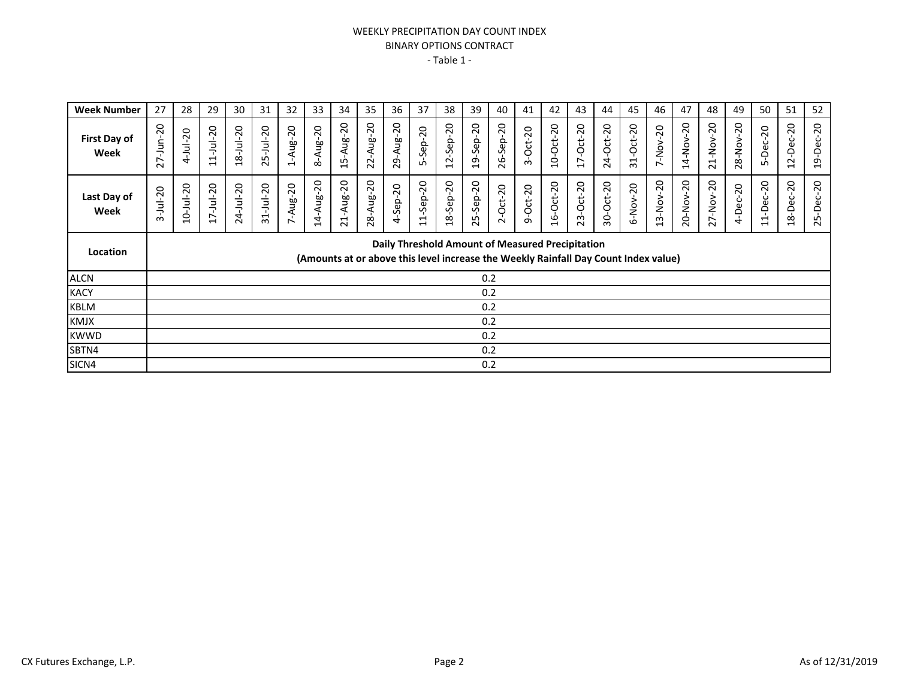WEEKLY PRECIPITATION DAY COUNT INDEX
BINARY OPTIONS CONTRACT
- Table 1 -

| Week Number | 27 | 28 | 29 | 30 | 31 | 32 | 33 | 34 | 35 | 36 | 37 | 38 | 39 | 40 | 41 | 42 | 43 | 44 | 45 | 46 | 47 | 48 | 49 | 50 | 51 | 52 |
|---|---|---|---|---|---|---|---|---|---|---|---|---|---|---|---|---|---|---|---|---|---|---|---|---|---|---|
| First Day of Week | 27-Jun-20 | 4-Jul-20 | 11-Jul-20 | 18-Jul-20 | 25-Jul-20 | 1-Aug-20 | 8-Aug-20 | 15-Aug-20 | 22-Aug-20 | 29-Aug-20 | 5-Sep-20 | 12-Sep-20 | 19-Sep-20 | 26-Sep-20 | 3-Oct-20 | 10-Oct-20 | 17-Oct-20 | 24-Oct-20 | 31-Oct-20 | 7-Nov-20 | 14-Nov-20 | 21-Nov-20 | 28-Nov-20 | 5-Dec-20 | 12-Dec-20 | 19-Dec-20 |
| Last Day of Week | 3-Jul-20 | 10-Jul-20 | 17-Jul-20 | 24-Jul-20 | 31-Jul-20 | 7-Aug-20 | 14-Aug-20 | 21-Aug-20 | 28-Aug-20 | 4-Sep-20 | 11-Sep-20 | 18-Sep-20 | 25-Sep-20 | 2-Oct-20 | 9-Oct-20 | 16-Oct-20 | 23-Oct-20 | 30-Oct-20 | 6-Nov-20 | 13-Nov-20 | 20-Nov-20 | 27-Nov-20 | 4-Dec-20 | 11-Dec-20 | 18-Dec-20 | 25-Dec-20 |

| Location | Daily Threshold Amount of Measured Precipitation (Amounts at or above this level increase the Weekly Rainfall Day Count Index value) |
|---|---|
| ALCN | 0.2 |
| KACY | 0.2 |
| KBLM | 0.2 |
| KMJX | 0.2 |
| KWWD | 0.2 |
| SBTN4 | 0.2 |
| SICN4 | 0.2 |

CX Futures Exchange, L.P.

As of 12/31/2019